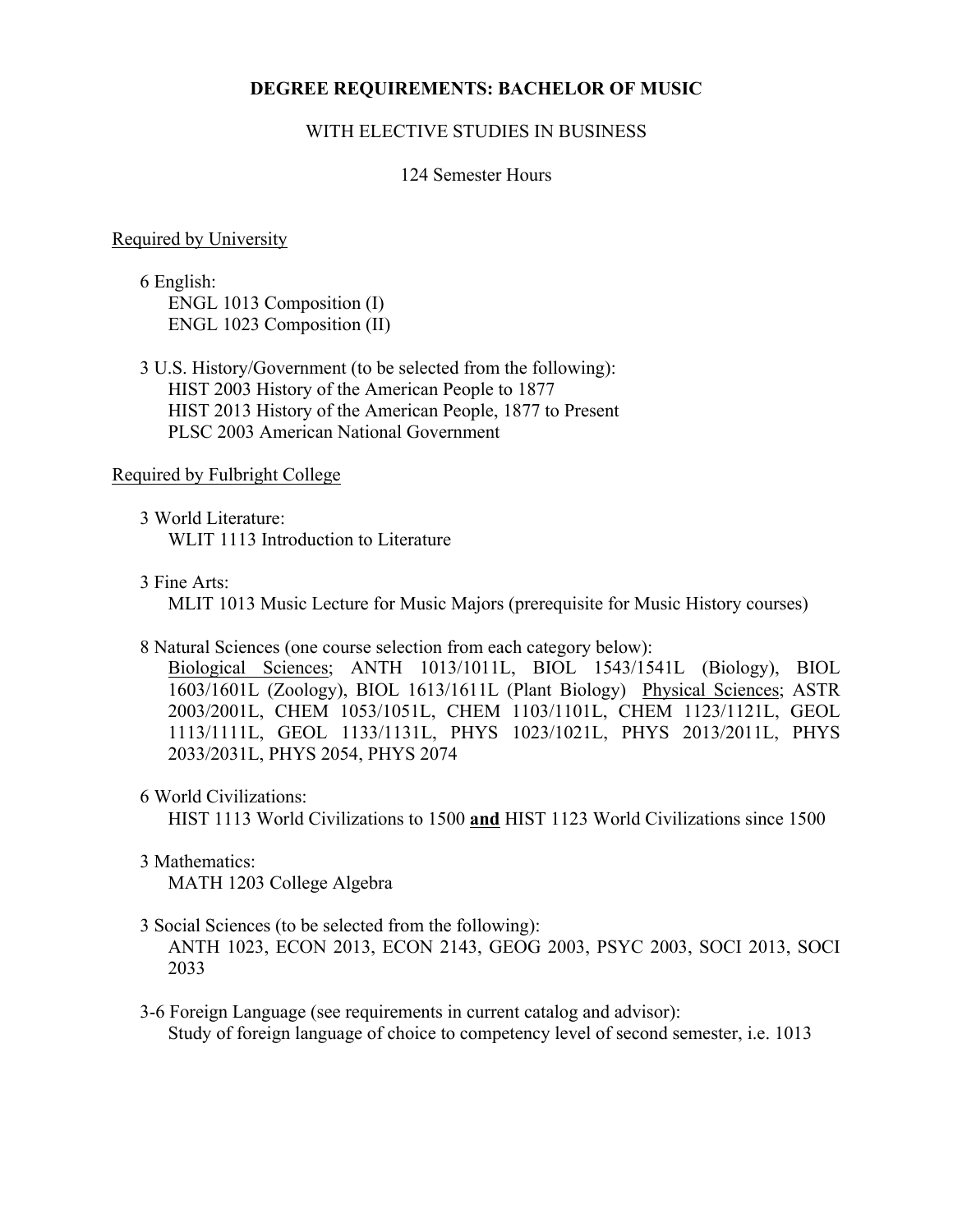# DEGREE REQUIREMENTS: BACHELOR OF MUSIC

WITH ELECTIVE STUDIES IN BUSINESS

124 Semester Hours

<u>Required by University</u>

6 English:
- ENGL 1013 Composition (I)
- ENGL 1023 Composition (II)

3 U.S. History/Government (to be selected from the following):
- HIST 2003 History of the American People to 1877
- HIST 2013 History of the American People, 1877 to Present
- PLSC 2003 American National Government

<u>Required by Fulbright College</u>

3 World Literature:
- WLIT 1113 Introduction to Literature

3 Fine Arts:
- MLIT 1013 Music Lecture for Music Majors (prerequisite for Music History courses)

8 Natural Sciences (one course selection from each category below):
<u>Biological Sciences</u>; ANTH 1013/1011L, BIOL 1543/1541L (Biology), BIOL 1603/1601L (Zoology), BIOL 1613/1611L (Plant Biology) <u>Physical Sciences</u>; ASTR 2003/2001L, CHEM 1053/1051L, CHEM 1103/1101L, CHEM 1123/1121L, GEOL 1113/1111L, GEOL 1133/1131L, PHYS 1023/1021L, PHYS 2013/2011L, PHYS 2033/2031L, PHYS 2054, PHYS 2074

6 World Civilizations:
- HIST 1113 World Civilizations to 1500 **<u>and</u>** HIST 1123 World Civilizations since 1500

3 Mathematics:
- MATH 1203 College Algebra

3 Social Sciences (to be selected from the following):
ANTH 1023, ECON 2013, ECON 2143, GEOG 2003, PSYC 2003, SOCI 2013, SOCI 2033

3-6 Foreign Language (see requirements in current catalog and advisor):
Study of foreign language of choice to competency level of second semester, i.e. 1013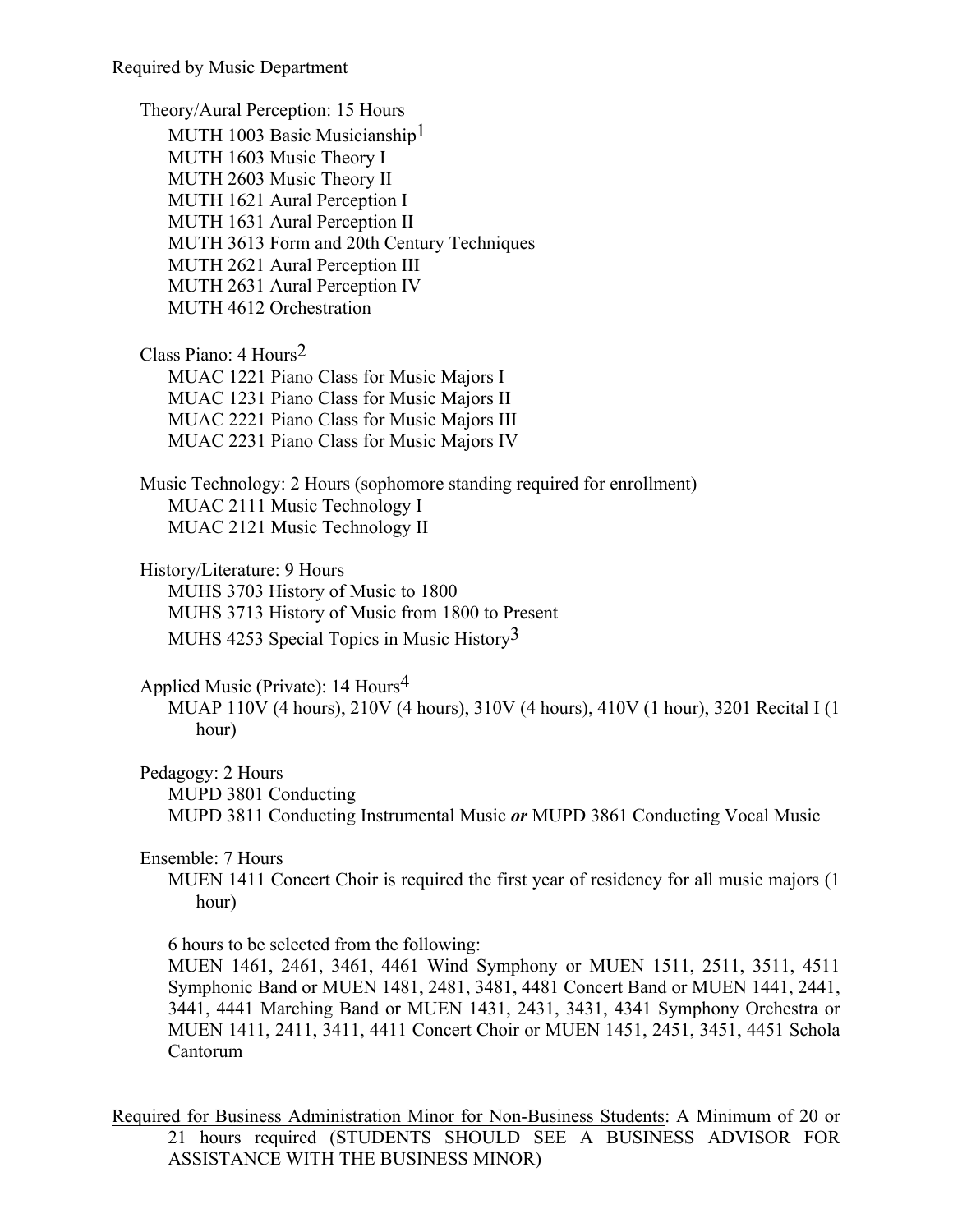Required by Music Department

Theory/Aural Perception: 15 Hours

- MUTH 1003 Basic Musicianship[1]
- MUTH 1603 Music Theory I
- MUTH 2603 Music Theory II
- MUTH 1621 Aural Perception I
- MUTH 1631 Aural Perception II
- MUTH 3613 Form and 20th Century Techniques
- MUTH 2621 Aural Perception III
- MUTH 2631 Aural Perception IV
- MUTH 4612 Orchestration

Class Piano: 4 Hours[2]

- MUAC 1221 Piano Class for Music Majors I
- MUAC 1231 Piano Class for Music Majors II
- MUAC 2221 Piano Class for Music Majors III
- MUAC 2231 Piano Class for Music Majors IV

Music Technology: 2 Hours (sophomore standing required for enrollment)

- MUAC 2111 Music Technology I
- MUAC 2121 Music Technology II

History/Literature: 9 Hours

- MUHS 3703 History of Music to 1800
- MUHS 3713 History of Music from 1800 to Present
- MUHS 4253 Special Topics in Music History[3]

Applied Music (Private): 14 Hours[4]

- MUAP 110V (4 hours), 210V (4 hours), 310V (4 hours), 410V (1 hour), 3201 Recital I (1 hour)

Pedagogy: 2 Hours

- MUPD 3801 Conducting
- MUPD 3811 Conducting Instrumental Music ***or*** MUPD 3861 Conducting Vocal Music

Ensemble: 7 Hours

- MUEN 1411 Concert Choir is required the first year of residency for all music majors (1 hour)

6 hours to be selected from the following:
MUEN 1461, 2461, 3461, 4461 Wind Symphony or MUEN 1511, 2511, 3511, 4511 Symphonic Band or MUEN 1481, 2481, 3481, 4481 Concert Band or MUEN 1441, 2441, 3441, 4441 Marching Band or MUEN 1431, 2431, 3431, 4341 Symphony Orchestra or MUEN 1411, 2411, 3411, 4411 Concert Choir or MUEN 1451, 2451, 3451, 4451 Schola Cantorum

Required for Business Administration Minor for Non-Business Students: A Minimum of 20 or 21 hours required (STUDENTS SHOULD SEE A BUSINESS ADVISOR FOR ASSISTANCE WITH THE BUSINESS MINOR)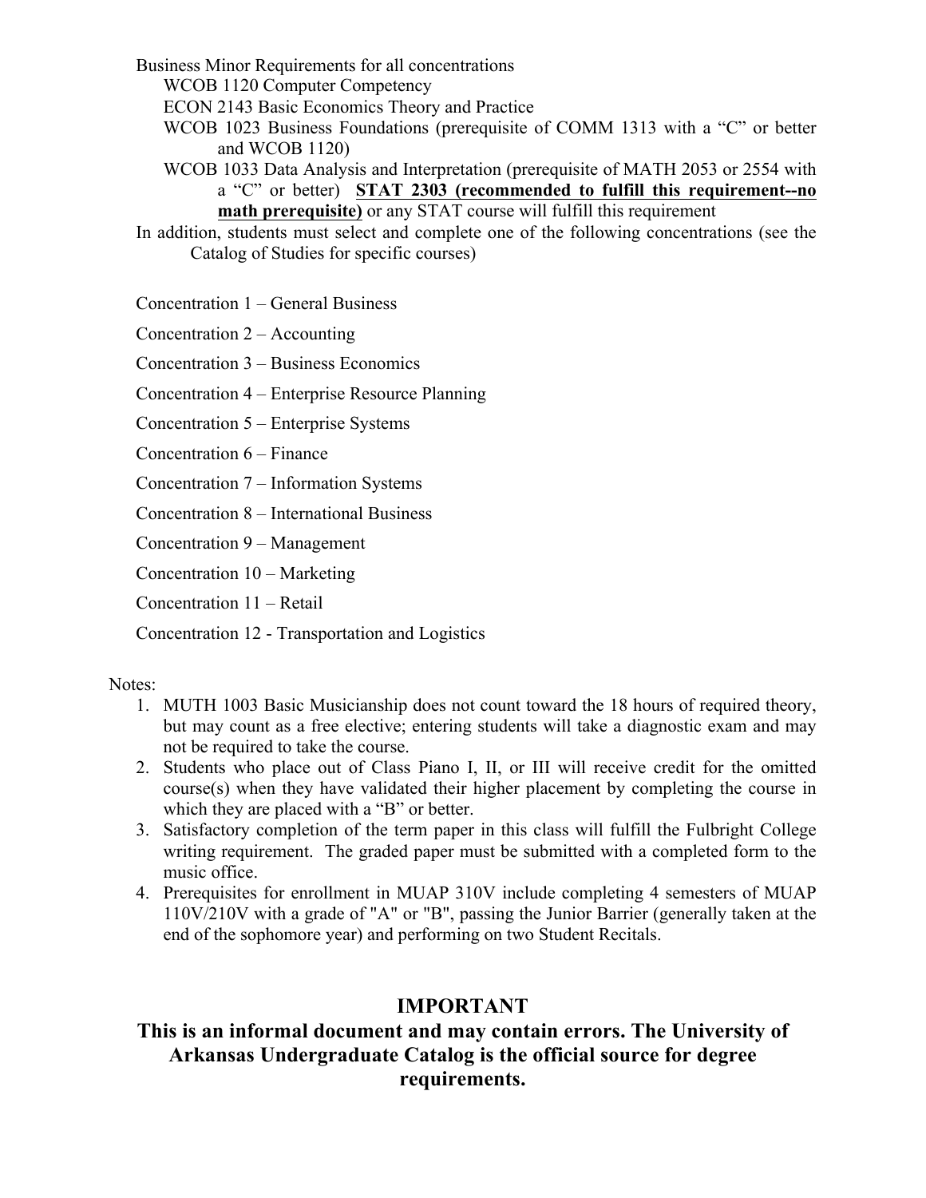Business Minor Requirements for all concentrations

- WCOB 1120 Computer Competency
- ECON 2143 Basic Economics Theory and Practice
- WCOB 1023 Business Foundations (prerequisite of COMM 1313 with a "C" or better and WCOB 1120)
- WCOB 1033 Data Analysis and Interpretation (prerequisite of MATH 2053 or 2554 with a "C" or better) **STAT 2303 (recommended to fulfill this requirement--no math prerequisite)** or any STAT course will fulfill this requirement

In addition, students must select and complete one of the following concentrations (see the Catalog of Studies for specific courses)

Concentration 1 – General Business

Concentration 2 – Accounting

Concentration 3 – Business Economics

Concentration 4 – Enterprise Resource Planning

Concentration 5 – Enterprise Systems

Concentration 6 – Finance

Concentration 7 – Information Systems

Concentration 8 – International Business

Concentration 9 – Management

Concentration 10 – Marketing

Concentration 11 – Retail

Concentration 12 - Transportation and Logistics

Notes:

1. MUTH 1003 Basic Musicianship does not count toward the 18 hours of required theory, but may count as a free elective; entering students will take a diagnostic exam and may not be required to take the course.
2. Students who place out of Class Piano I, II, or III will receive credit for the omitted course(s) when they have validated their higher placement by completing the course in which they are placed with a "B" or better.
3. Satisfactory completion of the term paper in this class will fulfill the Fulbright College writing requirement. The graded paper must be submitted with a completed form to the music office.
4. Prerequisites for enrollment in MUAP 310V include completing 4 semesters of MUAP 110V/210V with a grade of "A" or "B", passing the Junior Barrier (generally taken at the end of the sophomore year) and performing on two Student Recitals.

## IMPORTANT

**This is an informal document and may contain errors. The University of Arkansas Undergraduate Catalog is the official source for degree requirements.**